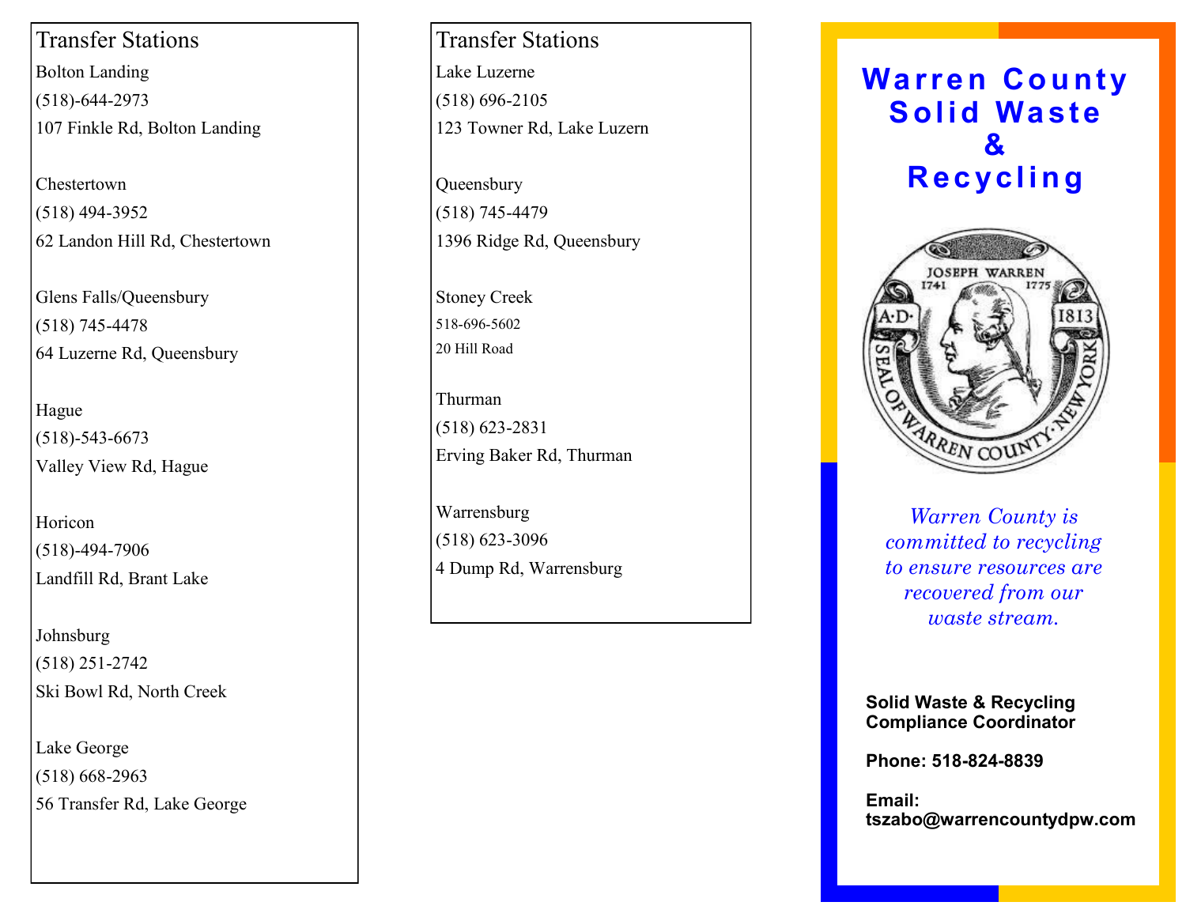## Transfer Stations

Bolton Landing
(518)-644-2973
107 Finkle Rd, Bolton Landing

Chestertown
(518) 494-3952
62 Landon Hill Rd, Chestertown

Glens Falls/Queensbury
(518) 745-4478
64 Luzerne Rd, Queensbury

Hague
(518)-543-6673
Valley View Rd, Hague

Horicon
(518)-494-7906
Landfill Rd, Brant Lake

Johnsburg
(518) 251-2742
Ski Bowl Rd, North Creek

Lake George
(518) 668-2963
56 Transfer Rd, Lake George

## Transfer Stations

Lake Luzerne
(518) 696-2105
123 Towner Rd, Lake Luzern

Queensbury
(518) 745-4479
1396 Ridge Rd, Queensbury

Stoney Creek
518-696-5602
20 Hill Road

Thurman
(518) 623-2831
Erving Baker Rd, Thurman

Warrensburg
(518) 623-3096
4 Dump Rd, Warrensburg

# Warren County Solid Waste & Recycling

*Warren County is committed to recycling to ensure resources are recovered from our waste stream.*

**Solid Waste & Recycling Compliance Coordinator**

**Phone: 518-824-8839**

**Email: tszabo@warrencountydpw.com**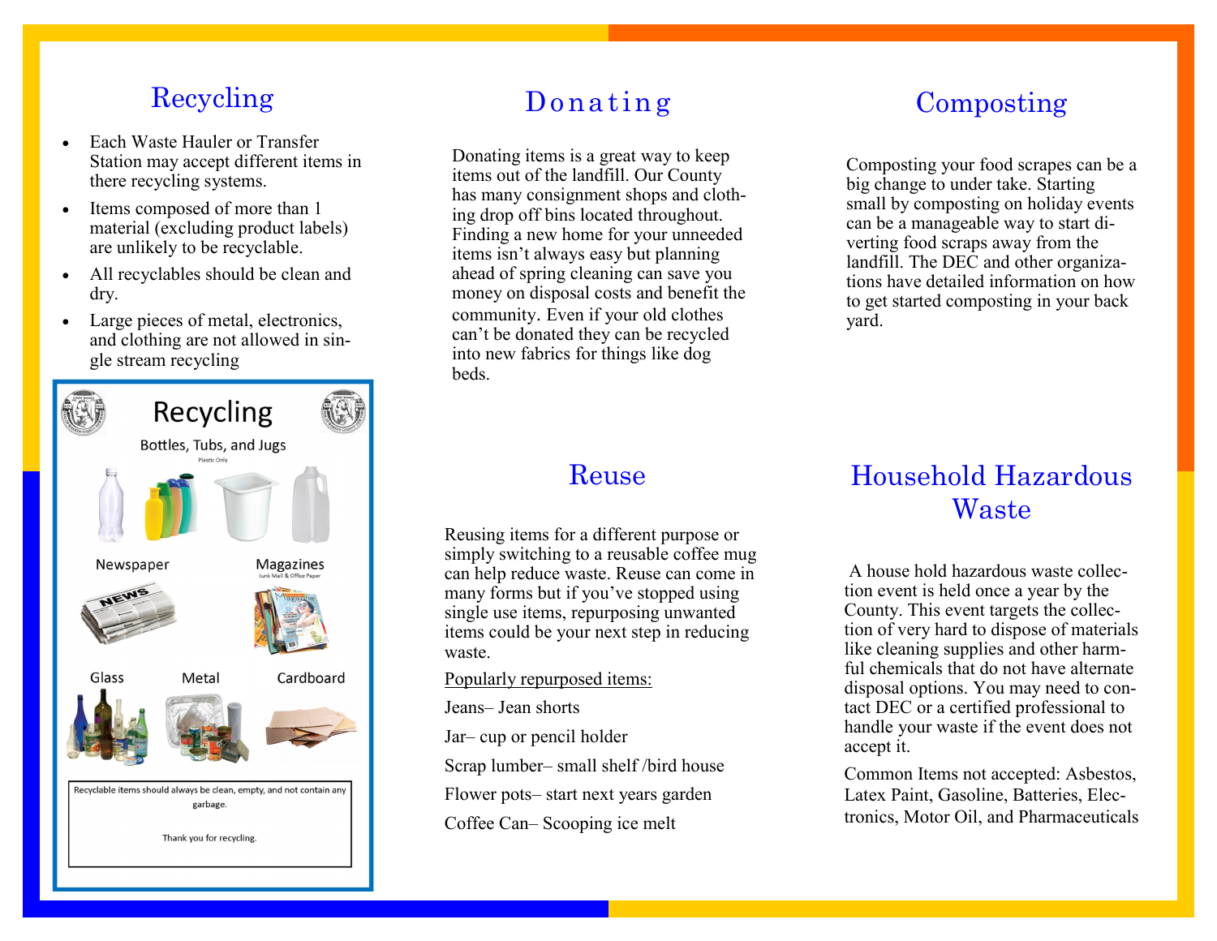# Recycling

- Each Waste Hauler or Transfer Station may accept different items in there recycling systems.
- Items composed of more than 1 material (excluding product labels) are unlikely to be recyclable.
- All recyclables should be clean and dry.
- Large pieces of metal, electronics, and clothing are not allowed in single stream recycling

## Recycling

Bottles, Tubs, and Jugs

Plastic Only

Newspaper

Magazines

Junk Mail & Office Paper

Glass

Metal

Cardboard

Recyclable items should always be clean, empty, and not contain any garbage.

Thank you for recycling.

# Donating

Donating items is a great way to keep items out of the landfill. Our County has many consignment shops and clothing drop off bins located throughout. Finding a new home for your unneeded items isn't always easy but planning ahead of spring cleaning can save you money on disposal costs and benefit the community. Even if your old clothes can't be donated they can be recycled into new fabrics for things like dog beds.

# Reuse

Reusing items for a different purpose or simply switching to a reusable coffee mug can help reduce waste. Reuse can come in many forms but if you've stopped using single use items, repurposing unwanted items could be your next step in reducing waste.

<u>Popularly repurposed items:</u>

Jeans– Jean shorts

Jar– cup or pencil holder

Scrap lumber– small shelf /bird house

Flower pots– start next years garden

Coffee Can– Scooping ice melt

# Composting

Composting your food scrapes can be a big change to under take. Starting small by composting on holiday events can be a manageable way to start diverting food scraps away from the landfill. The DEC and other organizations have detailed information on how to get started composting in your back yard.

# Household Hazardous Waste

A house hold hazardous waste collection event is held once a year by the County. This event targets the collection of very hard to dispose of materials like cleaning supplies and other harmful chemicals that do not have alternate disposal options. You may need to contact DEC or a certified professional to handle your waste if the event does not accept it.

Common Items not accepted: Asbestos, Latex Paint, Gasoline, Batteries, Electronics, Motor Oil, and Pharmaceuticals